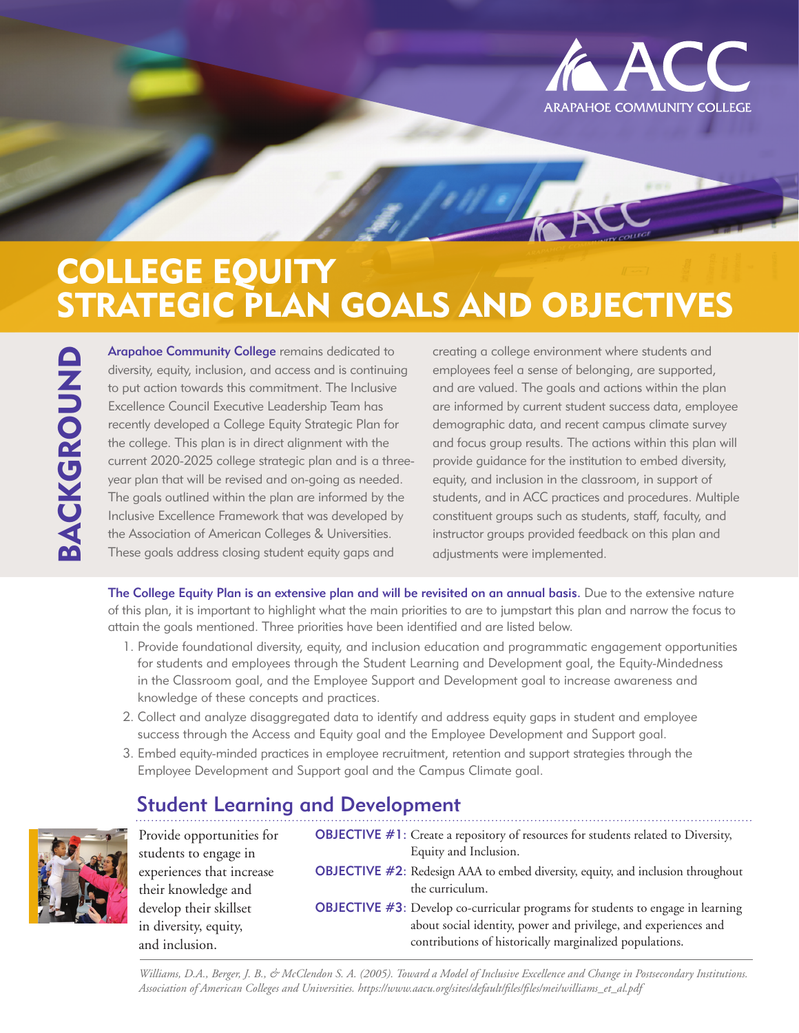ACC ARAPAHOE COMMUNITY COLLEGE

# COLLEGE EQUITY STRATEGIC PLAN GOALS AND OBJECTIVES

## BACKGROUND

**Arapahoe Community College** remains dedicated to diversity, equity, inclusion, and access and is continuing to put action towards this commitment. The Inclusive Excellence Council Executive Leadership Team has recently developed a College Equity Strategic Plan for the college. This plan is in direct alignment with the current 2020-2025 college strategic plan and is a three-year plan that will be revised and on-going as needed. The goals outlined within the plan are informed by the Inclusive Excellence Framework that was developed by the Association of American Colleges & Universities. These goals address closing student equity gaps and creating a college environment where students and employees feel a sense of belonging, are supported, and are valued. The goals and actions within the plan are informed by current student success data, employee demographic data, and recent campus climate survey and focus group results. The actions within this plan will provide guidance for the institution to embed diversity, equity, and inclusion in the classroom, in support of students, and in ACC practices and procedures. Multiple constituent groups such as students, staff, faculty, and instructor groups provided feedback on this plan and adjustments were implemented.

**The College Equity Plan is an extensive plan and will be revisited on an annual basis.** Due to the extensive nature of this plan, it is important to highlight what the main priorities to are to jumpstart this plan and narrow the focus to attain the goals mentioned. Three priorities have been identified and are listed below.

1. Provide foundational diversity, equity, and inclusion education and programmatic engagement opportunities for students and employees through the Student Learning and Development goal, the Equity-Mindedness in the Classroom goal, and the Employee Support and Development goal to increase awareness and knowledge of these concepts and practices.
2. Collect and analyze disaggregated data to identify and address equity gaps in student and employee success through the Access and Equity goal and the Employee Development and Support goal.
3. Embed equity-minded practices in employee recruitment, retention and support strategies through the Employee Development and Support goal and the Campus Climate goal.

## Student Learning and Development

Provide opportunities for students to engage in experiences that increase their knowledge and develop their skillset in diversity, equity, and inclusion.

**OBJECTIVE #1:** Create a repository of resources for students related to Diversity, Equity and Inclusion.

**OBJECTIVE #2:** Redesign AAA to embed diversity, equity, and inclusion throughout the curriculum.

**OBJECTIVE #3:** Develop co-curricular programs for students to engage in learning about social identity, power and privilege, and experiences and contributions of historically marginalized populations.

*Williams, D.A., Berger, J. B., & McClendon S. A. (2005). Toward a Model of Inclusive Excellence and Change in Postsecondary Institutions. Association of American Colleges and Universities. https://www.aacu.org/sites/default/files/files/mei/williams_et_al.pdf*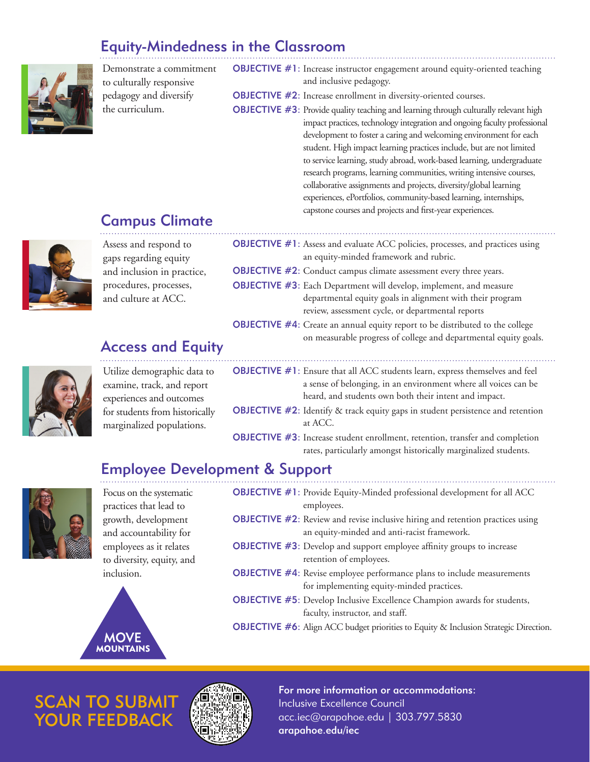## Equity-Mindedness in the Classroom

Demonstrate a commitment to culturally responsive pedagogy and diversify the curriculum.

**OBJECTIVE #1**: Increase instructor engagement around equity-oriented teaching and inclusive pedagogy.

**OBJECTIVE #2**: Increase enrollment in diversity-oriented courses.

**OBJECTIVE #3**: Provide quality teaching and learning through culturally relevant high impact practices, technology integration and ongoing faculty professional development to foster a caring and welcoming environment for each student. High impact learning practices include, but are not limited to service learning, study abroad, work-based learning, undergraduate research programs, learning communities, writing intensive courses, collaborative assignments and projects, diversity/global learning experiences, ePortfolios, community-based learning, internships, capstone courses and projects and first-year experiences.

## Campus Climate

Assess and respond to gaps regarding equity and inclusion in practice, procedures, processes, and culture at ACC.

**OBJECTIVE #1**: Assess and evaluate ACC policies, processes, and practices using an equity-minded framework and rubric.

**OBJECTIVE #2**: Conduct campus climate assessment every three years.

**OBJECTIVE #3**: Each Department will develop, implement, and measure departmental equity goals in alignment with their program review, assessment cycle, or departmental reports

**OBJECTIVE #4**: Create an annual equity report to be distributed to the college on measurable progress of college and departmental equity goals.

## Access and Equity

Utilize demographic data to examine, track, and report experiences and outcomes for students from historically marginalized populations.

**OBJECTIVE #1**: Ensure that all ACC students learn, express themselves and feel a sense of belonging, in an environment where all voices can be heard, and students own both their intent and impact.

**OBJECTIVE #2**: Identify & track equity gaps in student persistence and retention at ACC.

**OBJECTIVE #3**: Increase student enrollment, retention, transfer and completion rates, particularly amongst historically marginalized students.

## Employee Development & Support

Focus on the systematic practices that lead to growth, development and accountability for employees as it relates to diversity, equity, and inclusion.

**OBJECTIVE #1**: Provide Equity-Minded professional development for all ACC employees.

**OBJECTIVE #2**: Review and revise inclusive hiring and retention practices using an equity-minded and anti-racist framework.

**OBJECTIVE #3**: Develop and support employee affinity groups to increase retention of employees.

**OBJECTIVE #4**: Revise employee performance plans to include measurements for implementing equity-minded practices.

**OBJECTIVE #5**: Develop Inclusive Excellence Champion awards for students, faculty, instructor, and staff.

**OBJECTIVE #6**: Align ACC budget priorities to Equity & Inclusion Strategic Direction.

MOVE MOUNTAINS

SCAN TO SUBMIT YOUR FEEDBACK

**For more information or accommodations:**
Inclusive Excellence Council
acc.iec@arapahoe.edu | 303.797.5830
**arapahoe.edu/iec**